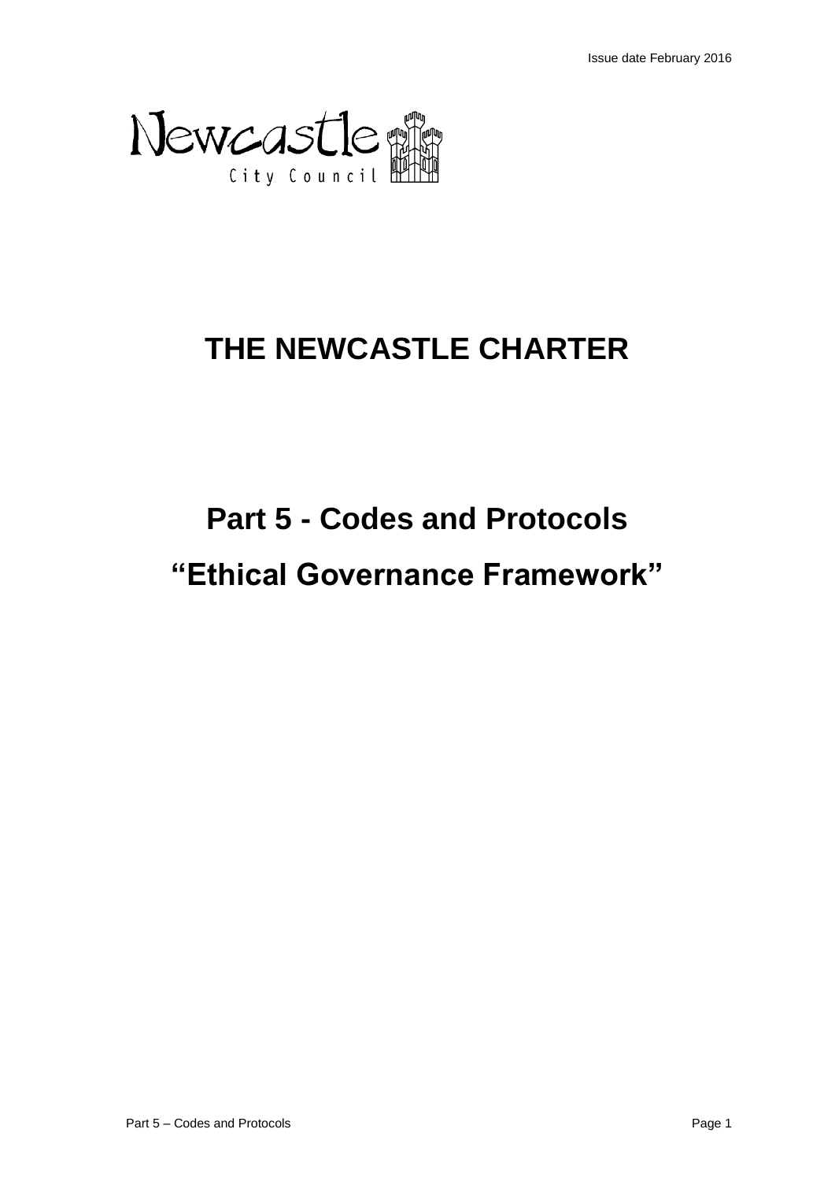Issue date February 2016

Newcastle City Council

# THE NEWCASTLE CHARTER

## Part 5 - Codes and Protocols

## "Ethical Governance Framework"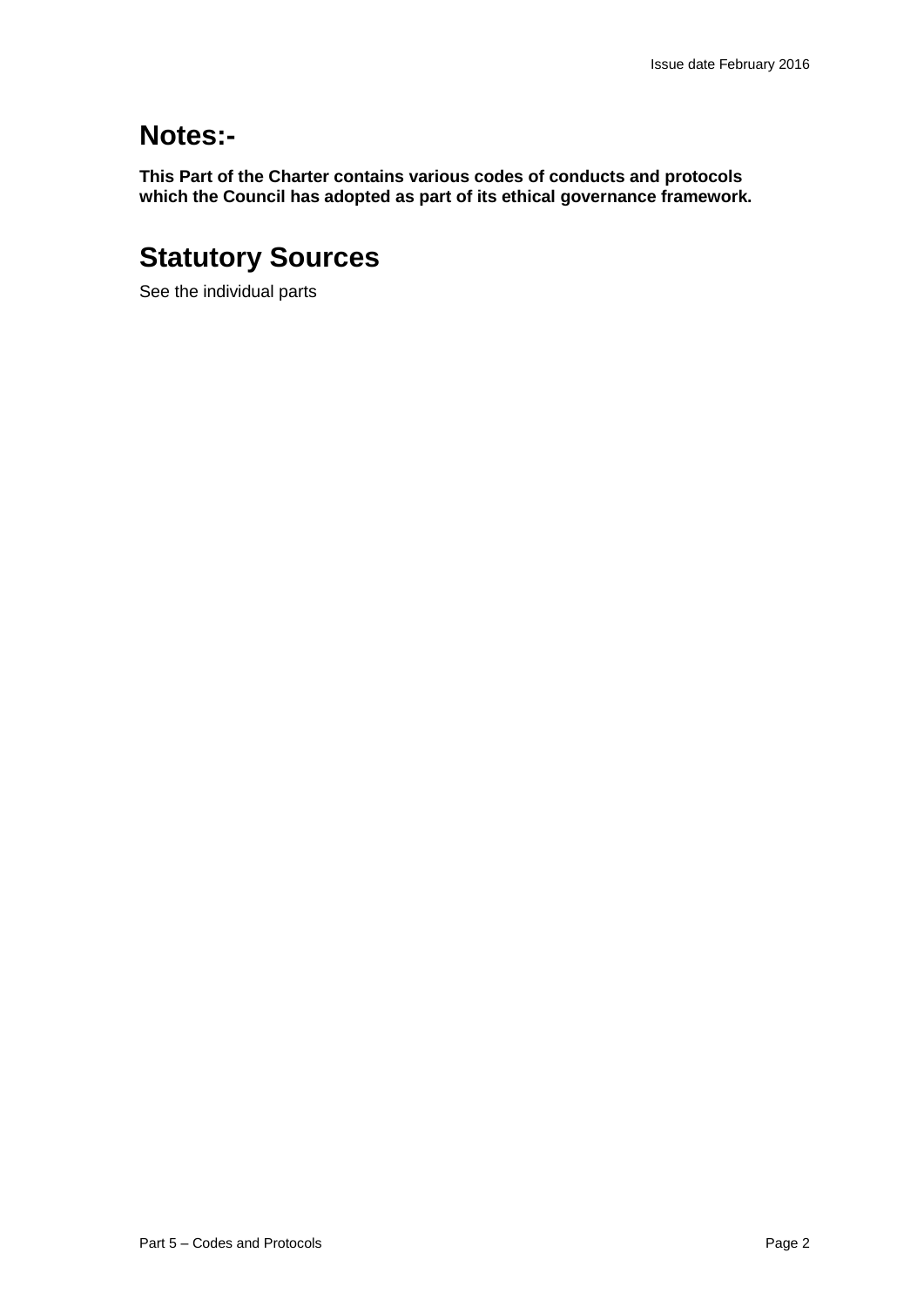# Notes:-

**This Part of the Charter contains various codes of conducts and protocols which the Council has adopted as part of its ethical governance framework.**

# Statutory Sources

See the individual parts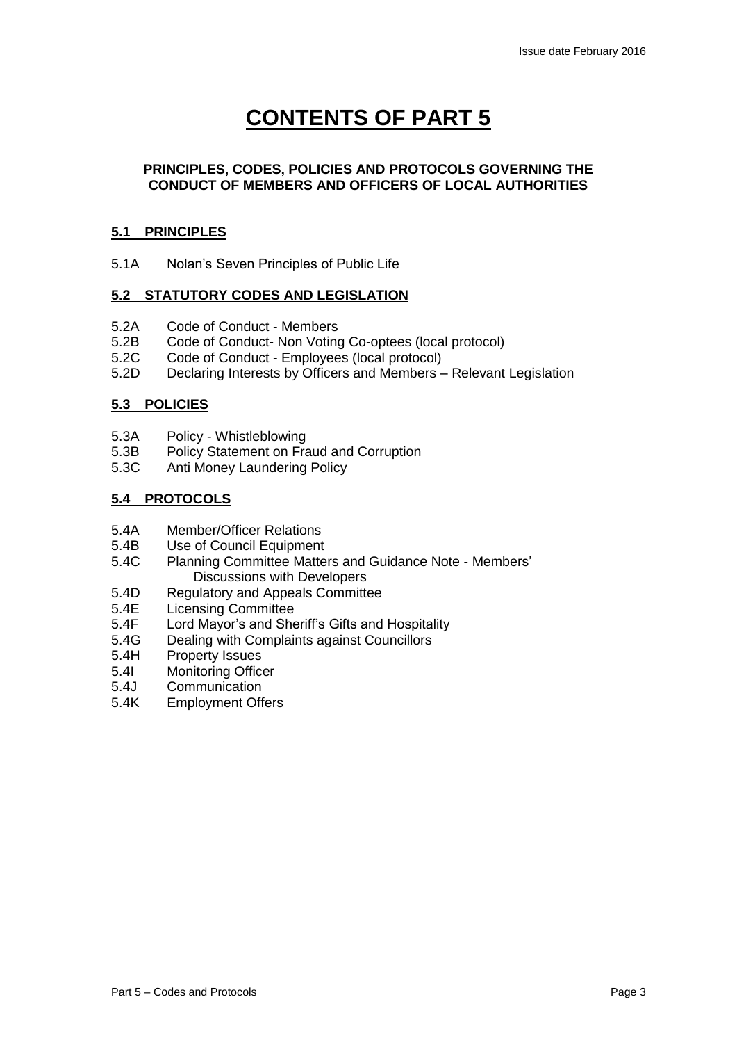# CONTENTS OF PART 5

**PRINCIPLES, CODES, POLICIES AND PROTOCOLS GOVERNING THE CONDUCT OF MEMBERS AND OFFICERS OF LOCAL AUTHORITIES**

## 5.1 PRINCIPLES

5.1A Nolan's Seven Principles of Public Life

## 5.2 STATUTORY CODES AND LEGISLATION

5.2A Code of Conduct - Members
5.2B Code of Conduct- Non Voting Co-optees (local protocol)
5.2C Code of Conduct - Employees (local protocol)
5.2D Declaring Interests by Officers and Members – Relevant Legislation

## 5.3 POLICIES

5.3A Policy - Whistleblowing
5.3B Policy Statement on Fraud and Corruption
5.3C Anti Money Laundering Policy

## 5.4 PROTOCOLS

5.4A Member/Officer Relations
5.4B Use of Council Equipment
5.4C Planning Committee Matters and Guidance Note - Members' Discussions with Developers
5.4D Regulatory and Appeals Committee
5.4E Licensing Committee
5.4F Lord Mayor's and Sheriff's Gifts and Hospitality
5.4G Dealing with Complaints against Councillors
5.4H Property Issues
5.4I Monitoring Officer
5.4J Communication
5.4K Employment Offers